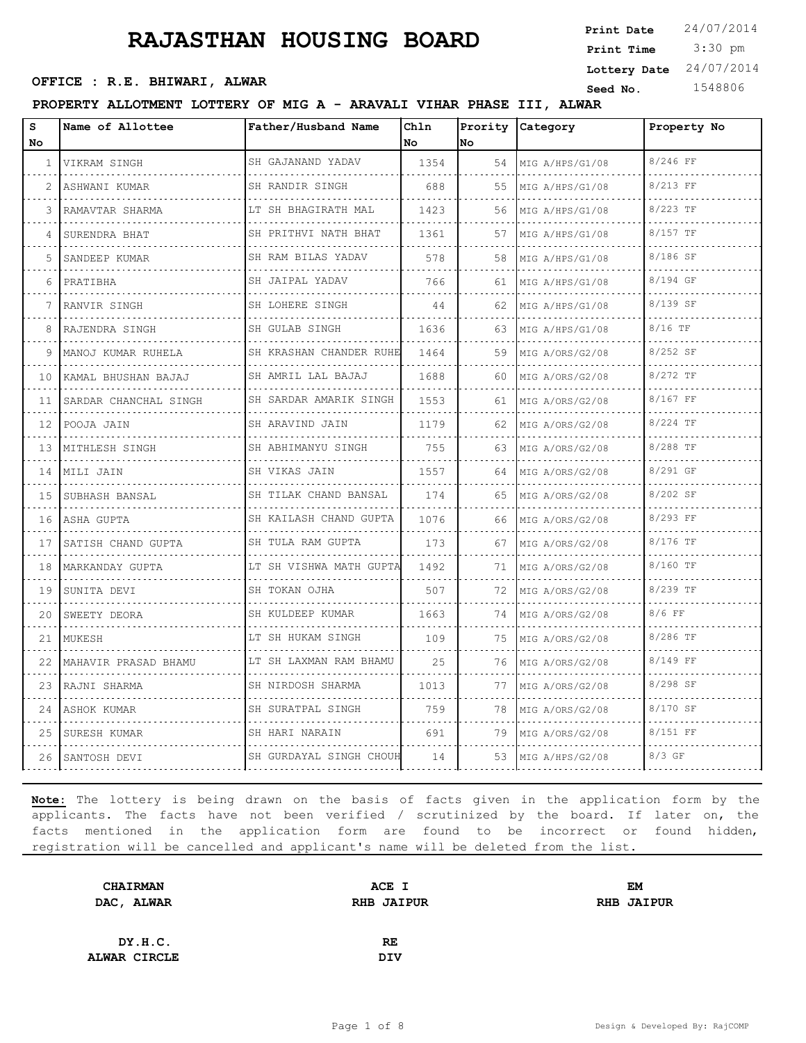# RAJASTHAN HOUSING BOARD

**Print Date** 24/07/2014
**Print Time** 3:30 pm
**Lottery Date** 24/07/2014
**Seed No.** 1548806

**OFFICE : R.E. BHIWARI, ALWAR**

**PROPERTY ALLOTMENT LOTTERY OF MIG A - ARAVALI VIHAR PHASE III, ALWAR**

| S No | Name of Allottee | Father/Husband Name | Chln No | Prority No | Category | Property No |
|---|---|---|---|---|---|---|
| 1 | VIKRAM SINGH | SH GAJANAND YADAV | 1354 | 54 | MIG A/HPS/G1/08 | 8/246 FF |
| 2 | ASHWANI KUMAR | SH RANDIR SINGH | 688 | 55 | MIG A/HPS/G1/08 | 8/213 FF |
| 3 | RAMAVTAR SHARMA | LT SH BHAGIRATH MAL | 1423 | 56 | MIG A/HPS/G1/08 | 8/223 TF |
| 4 | SURENDRA BHAT | SH PRITHVI NATH BHAT | 1361 | 57 | MIG A/HPS/G1/08 | 8/157 TF |
| 5 | SANDEEP KUMAR | SH RAM BILAS YADAV | 578 | 58 | MIG A/HPS/G1/08 | 8/186 SF |
| 6 | PRATIBHA | SH JAIPAL YADAV | 766 | 61 | MIG A/HPS/G1/08 | 8/194 GF |
| 7 | RANVIR SINGH | SH LOHERE SINGH | 44 | 62 | MIG A/HPS/G1/08 | 8/139 SF |
| 8 | RAJENDRA SINGH | SH GULAB SINGH | 1636 | 63 | MIG A/HPS/G1/08 | 8/16 TF |
| 9 | MANOJ KUMAR RUHELA | SH KRASHAN CHANDER RUHE | 1464 | 59 | MIG A/ORS/G2/08 | 8/252 SF |
| 10 | KAMAL BHUSHAN BAJAJ | SH AMRIL LAL BAJAJ | 1688 | 60 | MIG A/ORS/G2/08 | 8/272 TF |
| 11 | SARDAR CHANCHAL SINGH | SH SARDAR AMARIK SINGH | 1553 | 61 | MIG A/ORS/G2/08 | 8/167 FF |
| 12 | POOJA JAIN | SH ARAVIND JAIN | 1179 | 62 | MIG A/ORS/G2/08 | 8/224 TF |
| 13 | MITHLESH SINGH | SH ABHIMANYU SINGH | 755 | 63 | MIG A/ORS/G2/08 | 8/288 TF |
| 14 | MILI JAIN | SH VIKAS JAIN | 1557 | 64 | MIG A/ORS/G2/08 | 8/291 GF |
| 15 | SUBHASH BANSAL | SH TILAK CHAND BANSAL | 174 | 65 | MIG A/ORS/G2/08 | 8/202 SF |
| 16 | ASHA GUPTA | SH KAILASH CHAND GUPTA | 1076 | 66 | MIG A/ORS/G2/08 | 8/293 FF |
| 17 | SATISH CHAND GUPTA | SH TULA RAM GUPTA | 173 | 67 | MIG A/ORS/G2/08 | 8/176 TF |
| 18 | MARKANDAY GUPTA | LT SH VISHWA MATH GUPTA | 1492 | 71 | MIG A/ORS/G2/08 | 8/160 TF |
| 19 | SUNITA DEVI | SH TOKAN OJHA | 507 | 72 | MIG A/ORS/G2/08 | 8/239 TF |
| 20 | SWEETY DEORA | SH KULDEEP KUMAR | 1663 | 74 | MIG A/ORS/G2/08 | 8/6 FF |
| 21 | MUKESH | LT SH HUKAM SINGH | 109 | 75 | MIG A/ORS/G2/08 | 8/286 TF |
| 22 | MAHAVIR PRASAD BHAMU | LT SH LAXMAN RAM BHAMU | 25 | 76 | MIG A/ORS/G2/08 | 8/149 FF |
| 23 | RAJNI SHARMA | SH NIRDOSH SHARMA | 1013 | 77 | MIG A/ORS/G2/08 | 8/298 SF |
| 24 | ASHOK KUMAR | SH SURATPAL SINGH | 759 | 78 | MIG A/ORS/G2/08 | 8/170 SF |
| 25 | SURESH KUMAR | SH HARI NARAIN | 691 | 79 | MIG A/ORS/G2/08 | 8/151 FF |
| 26 | SANTOSH DEVI | SH GURDAYAL SINGH CHOUH | 14 | 53 | MIG A/HPS/G2/08 | 8/3 GF |

**Note:** The lottery is being drawn on the basis of facts given in the application form by the applicants. The facts have not been verified / scrutinized by the board. If later on, the facts mentioned in the application form are found to be incorrect or found hidden, registration will be cancelled and applicant's name will be deleted from the list.

**CHAIRMAN**
**DAC, ALWAR**

**ACE I**
**RHB JAIPUR**

**EM**
**RHB JAIPUR**

**DY.H.C.**
**ALWAR CIRCLE**

**RE**
**DIV**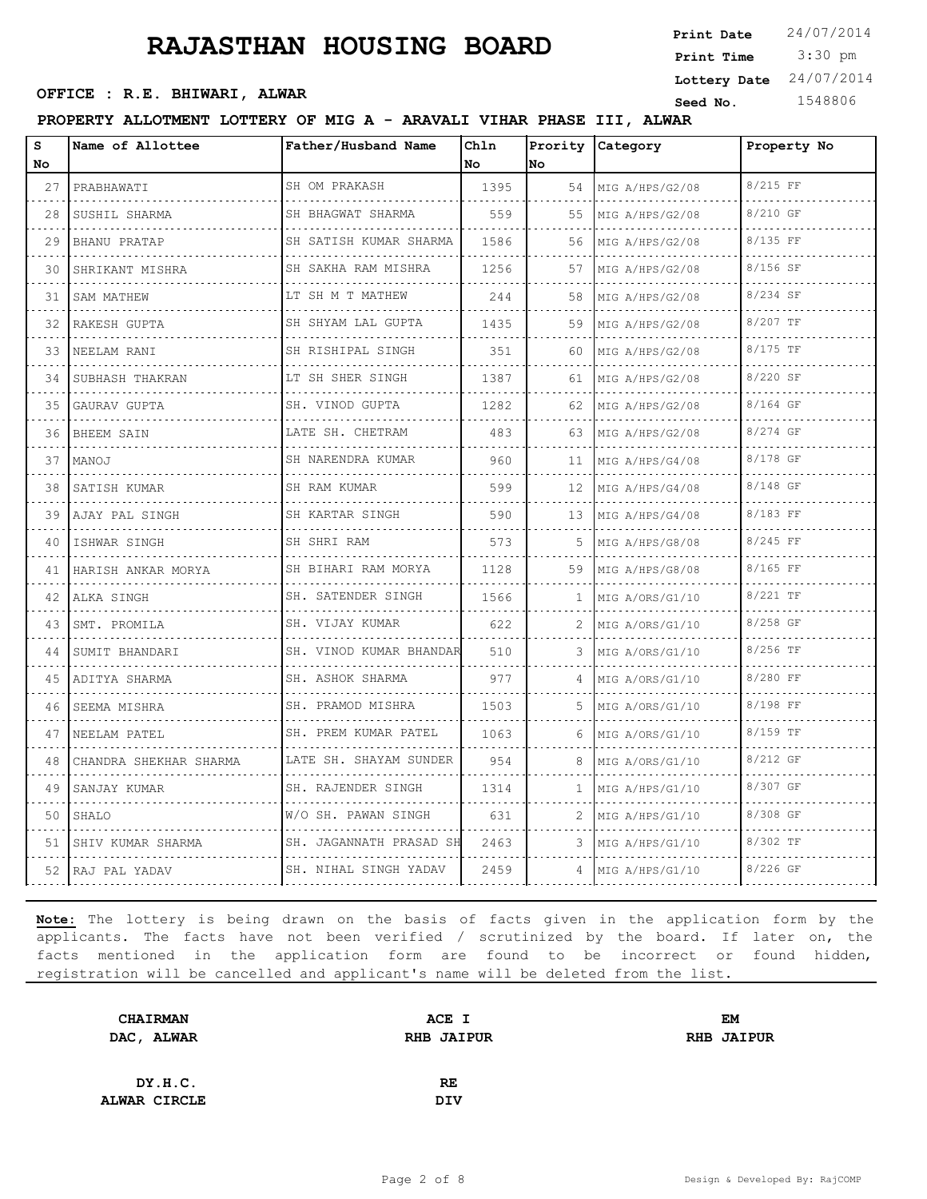# RAJASTHAN HOUSING BOARD

**Print Date** 24/07/2014
**Print Time** 3:30 pm
**Lottery Date** 24/07/2014
**Seed No.** 1548806

**OFFICE : R.E. BHIWARI, ALWAR**

**PROPERTY ALLOTMENT LOTTERY OF MIG A - ARAVALI VIHAR PHASE III, ALWAR**

| S No | Name of Allottee | Father/Husband Name | Chln No | Prority No | Category | Property No |
|---|---|---|---|---|---|---|
| 27 | PRABHAWATI | SH OM PRAKASH | 1395 | 54 | MIG A/HPS/G2/08 | 8/215 FF |
| 28 | SUSHIL SHARMA | SH BHAGWAT SHARMA | 559 | 55 | MIG A/HPS/G2/08 | 8/210 GF |
| 29 | BHANU PRATAP | SH SATISH KUMAR SHARMA | 1586 | 56 | MIG A/HPS/G2/08 | 8/135 FF |
| 30 | SHRIKANT MISHRA | SH SAKHA RAM MISHRA | 1256 | 57 | MIG A/HPS/G2/08 | 8/156 SF |
| 31 | SAM MATHEW | LT SH M T MATHEW | 244 | 58 | MIG A/HPS/G2/08 | 8/234 SF |
| 32 | RAKESH GUPTA | SH SHYAM LAL GUPTA | 1435 | 59 | MIG A/HPS/G2/08 | 8/207 TF |
| 33 | NEELAM RANI | SH RISHIPAL SINGH | 351 | 60 | MIG A/HPS/G2/08 | 8/175 TF |
| 34 | SUBHASH THAKRAN | LT SH SHER SINGH | 1387 | 61 | MIG A/HPS/G2/08 | 8/220 SF |
| 35 | GAURAV GUPTA | SH. VINOD GUPTA | 1282 | 62 | MIG A/HPS/G2/08 | 8/164 GF |
| 36 | BHEEM SAIN | LATE SH. CHETRAM | 483 | 63 | MIG A/HPS/G2/08 | 8/274 GF |
| 37 | MANOJ | SH NARENDRA KUMAR | 960 | 11 | MIG A/HPS/G4/08 | 8/178 GF |
| 38 | SATISH KUMAR | SH RAM KUMAR | 599 | 12 | MIG A/HPS/G4/08 | 8/148 GF |
| 39 | AJAY PAL SINGH | SH KARTAR SINGH | 590 | 13 | MIG A/HPS/G4/08 | 8/183 FF |
| 40 | ISHWAR SINGH | SH SHRI RAM | 573 | 5 | MIG A/HPS/G8/08 | 8/245 FF |
| 41 | HARISH ANKAR MORYA | SH BIHARI RAM MORYA | 1128 | 59 | MIG A/HPS/G8/08 | 8/165 FF |
| 42 | ALKA SINGH | SH. SATENDER SINGH | 1566 | 1 | MIG A/ORS/G1/10 | 8/221 TF |
| 43 | SMT. PROMILA | SH. VIJAY KUMAR | 622 | 2 | MIG A/ORS/G1/10 | 8/258 GF |
| 44 | SUMIT BHANDARI | SH. VINOD KUMAR BHANDAR | 510 | 3 | MIG A/ORS/G1/10 | 8/256 TF |
| 45 | ADITYA SHARMA | SH. ASHOK SHARMA | 977 | 4 | MIG A/ORS/G1/10 | 8/280 FF |
| 46 | SEEMA MISHRA | SH. PRAMOD MISHRA | 1503 | 5 | MIG A/ORS/G1/10 | 8/198 FF |
| 47 | NEELAM PATEL | SH. PREM KUMAR PATEL | 1063 | 6 | MIG A/ORS/G1/10 | 8/159 TF |
| 48 | CHANDRA SHEKHAR SHARMA | LATE SH. SHAYAM SUNDER | 954 | 8 | MIG A/ORS/G1/10 | 8/212 GF |
| 49 | SANJAY KUMAR | SH. RAJENDER SINGH | 1314 | 1 | MIG A/HPS/G1/10 | 8/307 GF |
| 50 | SHALO | W/O SH. PAWAN SINGH | 631 | 2 | MIG A/HPS/G1/10 | 8/308 GF |
| 51 | SHIV KUMAR SHARMA | SH. JAGANNATH PRASAD SH | 2463 | 3 | MIG A/HPS/G1/10 | 8/302 TF |
| 52 | RAJ PAL YADAV | SH. NIHAL SINGH YADAV | 2459 | 4 | MIG A/HPS/G1/10 | 8/226 GF |

**Note:** The lottery is being drawn on the basis of facts given in the application form by the applicants. The facts have not been verified / scrutinized by the board. If later on, the facts mentioned in the application form are found to be incorrect or found hidden, registration will be cancelled and applicant's name will be deleted from the list.

| | | |
|---|---|---|
| **CHAIRMAN**<br>**DAC, ALWAR** | **ACE I**<br>**RHB JAIPUR** | **EM**<br>**RHB JAIPUR** |
| **DY.H.C.**<br>**ALWAR CIRCLE** | **RE**<br>**DIV** | |

Design & Developed By: RajCOMP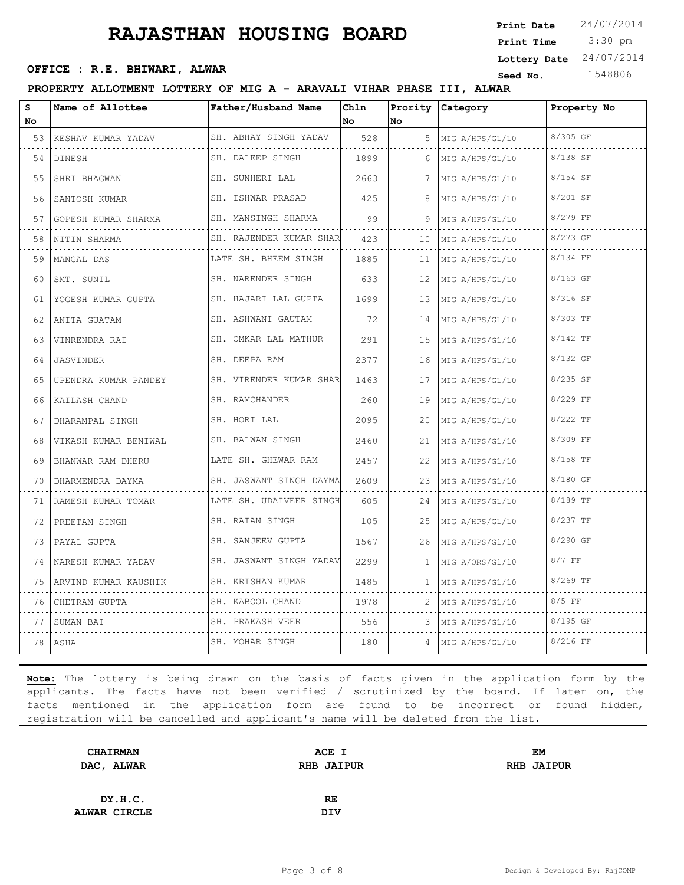# RAJASTHAN HOUSING BOARD

**Print Date** 24/07/2014
**Print Time** 3:30 pm
**Lottery Date** 24/07/2014
**Seed No.** 1548806

**OFFICE : R.E. BHIWARI, ALWAR**

**PROPERTY ALLOTMENT LOTTERY OF MIG A - ARAVALI VIHAR PHASE III, ALWAR**

| S No | Name of Allottee | Father/Husband Name | Chln No | Prority No | Category | Property No |
|---|---|---|---|---|---|---|
| 53 | KESHAV KUMAR YADAV | SH. ABHAY SINGH YADAV | 528 | 5 | MIG A/HPS/G1/10 | 8/305 GF |
| 54 | DINESH | SH. DALEEP SINGH | 1899 | 6 | MIG A/HPS/G1/10 | 8/138 SF |
| 55 | SHRI BHAGWAN | SH. SUNHERI LAL | 2663 | 7 | MIG A/HPS/G1/10 | 8/154 SF |
| 56 | SANTOSH KUMAR | SH. ISHWAR PRASAD | 425 | 8 | MIG A/HPS/G1/10 | 8/201 SF |
| 57 | GOPESH KUMAR SHARMA | SH. MANSINGH SHARMA | 99 | 9 | MIG A/HPS/G1/10 | 8/279 FF |
| 58 | NITIN SHARMA | SH. RAJENDER KUMAR SHAR | 423 | 10 | MIG A/HPS/G1/10 | 8/273 GF |
| 59 | MANGAL DAS | LATE SH. BHEEM SINGH | 1885 | 11 | MIG A/HPS/G1/10 | 8/134 FF |
| 60 | SMT. SUNIL | SH. NARENDER SINGH | 633 | 12 | MIG A/HPS/G1/10 | 8/163 GF |
| 61 | YOGESH KUMAR GUPTA | SH. HAJARI LAL GUPTA | 1699 | 13 | MIG A/HPS/G1/10 | 8/316 SF |
| 62 | ANITA GUATAM | SH. ASHWANI GAUTAM | 72 | 14 | MIG A/HPS/G1/10 | 8/303 TF |
| 63 | VINRENDRA RAI | SH. OMKAR LAL MATHUR | 291 | 15 | MIG A/HPS/G1/10 | 8/142 TF |
| 64 | JASVINDER | SH. DEEPA RAM | 2377 | 16 | MIG A/HPS/G1/10 | 8/132 GF |
| 65 | UPENDRA KUMAR PANDEY | SH. VIRENDER KUMAR SHAR | 1463 | 17 | MIG A/HPS/G1/10 | 8/235 SF |
| 66 | KAILASH CHAND | SH. RAMCHANDER | 260 | 19 | MIG A/HPS/G1/10 | 8/229 FF |
| 67 | DHARAMPAL SINGH | SH. HORI LAL | 2095 | 20 | MIG A/HPS/G1/10 | 8/222 TF |
| 68 | VIKASH KUMAR BENIWAL | SH. BALWAN SINGH | 2460 | 21 | MIG A/HPS/G1/10 | 8/309 FF |
| 69 | BHANWAR RAM DHERU | LATE SH. GHEWAR RAM | 2457 | 22 | MIG A/HPS/G1/10 | 8/158 TF |
| 70 | DHARMENDRA DAYMA | SH. JASWANT SINGH DAYMA | 2609 | 23 | MIG A/HPS/G1/10 | 8/180 GF |
| 71 | RAMESH KUMAR TOMAR | LATE SH. UDAIVEER SINGH | 605 | 24 | MIG A/HPS/G1/10 | 8/189 TF |
| 72 | PREETAM SINGH | SH. RATAN SINGH | 105 | 25 | MIG A/HPS/G1/10 | 8/237 TF |
| 73 | PAYAL GUPTA | SH. SANJEEV GUPTA | 1567 | 26 | MIG A/HPS/G1/10 | 8/290 GF |
| 74 | NARESH KUMAR YADAV | SH. JASWANT SINGH YADAV | 2299 | 1 | MIG A/ORS/G1/10 | 8/7 FF |
| 75 | ARVIND KUMAR KAUSHIK | SH. KRISHAN KUMAR | 1485 | 1 | MIG A/HPS/G1/10 | 8/269 TF |
| 76 | CHETRAM GUPTA | SH. KABOOL CHAND | 1978 | 2 | MIG A/HPS/G1/10 | 8/5 FF |
| 77 | SUMAN BAI | SH. PRAKASH VEER | 556 | 3 | MIG A/HPS/G1/10 | 8/195 GF |
| 78 | ASHA | SH. MOHAR SINGH | 180 | 4 | MIG A/HPS/G1/10 | 8/216 FF |

**Note:** The lottery is being drawn on the basis of facts given in the application form by the applicants. The facts have not been verified / scrutinized by the board. If later on, the facts mentioned in the application form are found to be incorrect or found hidden, registration will be cancelled and applicant's name will be deleted from the list.

| | | |
|---|---|---|
| **CHAIRMAN** **DAC, ALWAR** | **ACE I** **RHB JAIPUR** | **EM** **RHB JAIPUR** |
| **DY.H.C.** **ALWAR CIRCLE** | **RE** **DIV** | |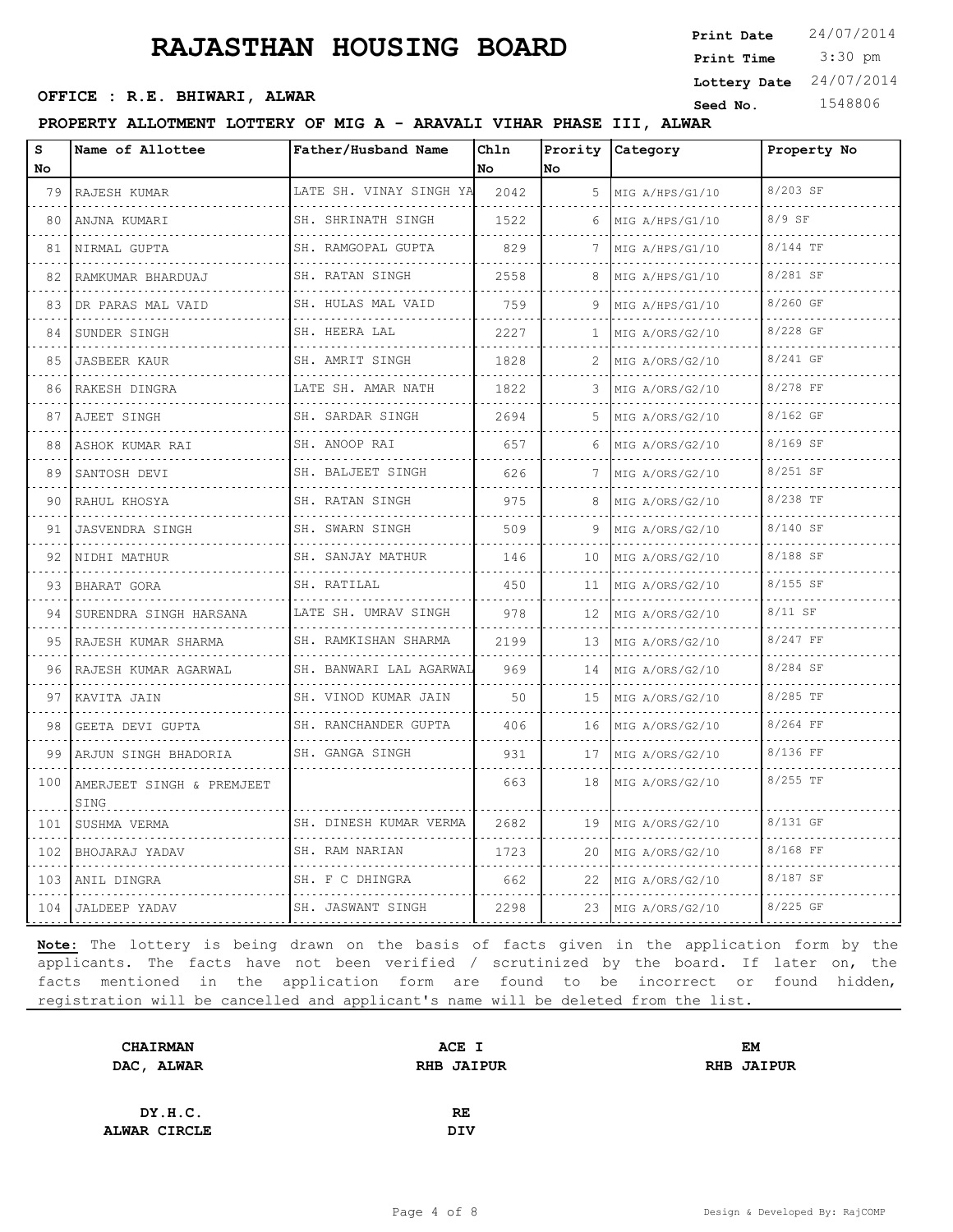# RAJASTHAN HOUSING BOARD

**Print Date** 24/07/2014
**Print Time** 3:30 pm
**Lottery Date** 24/07/2014
**Seed No.** 1548806

**OFFICE : R.E. BHIWARI, ALWAR**

**PROPERTY ALLOTMENT LOTTERY OF MIG A - ARAVALI VIHAR PHASE III, ALWAR**

| S No | Name of Allottee | Father/Husband Name | Chln No | Prority No | Category | Property No |
|---|---|---|---|---|---|---|
| 79 | RAJESH KUMAR | LATE SH. VINAY SINGH YA | 2042 | 5 | MIG A/HPS/G1/10 | 8/203 SF |
| 80 | ANJNA KUMARI | SH. SHRINATH SINGH | 1522 | 6 | MIG A/HPS/G1/10 | 8/9 SF |
| 81 | NIRMAL GUPTA | SH. RAMGOPAL GUPTA | 829 | 7 | MIG A/HPS/G1/10 | 8/144 TF |
| 82 | RAMKUMAR BHARDUAJ | SH. RATAN SINGH | 2558 | 8 | MIG A/HPS/G1/10 | 8/281 SF |
| 83 | DR PARAS MAL VAID | SH. HULAS MAL VAID | 759 | 9 | MIG A/HPS/G1/10 | 8/260 GF |
| 84 | SUNDER SINGH | SH. HEERA LAL | 2227 | 1 | MIG A/ORS/G2/10 | 8/228 GF |
| 85 | JASBEER KAUR | SH. AMRIT SINGH | 1828 | 2 | MIG A/ORS/G2/10 | 8/241 GF |
| 86 | RAKESH DINGRA | LATE SH. AMAR NATH | 1822 | 3 | MIG A/ORS/G2/10 | 8/278 FF |
| 87 | AJEET SINGH | SH. SARDAR SINGH | 2694 | 5 | MIG A/ORS/G2/10 | 8/162 GF |
| 88 | ASHOK KUMAR RAI | SH. ANOOP RAI | 657 | 6 | MIG A/ORS/G2/10 | 8/169 SF |
| 89 | SANTOSH DEVI | SH. BALJEET SINGH | 626 | 7 | MIG A/ORS/G2/10 | 8/251 SF |
| 90 | RAHUL KHOSYA | SH. RATAN SINGH | 975 | 8 | MIG A/ORS/G2/10 | 8/238 TF |
| 91 | JASVENDRA SINGH | SH. SWARN SINGH | 509 | 9 | MIG A/ORS/G2/10 | 8/140 SF |
| 92 | NIDHI MATHUR | SH. SANJAY MATHUR | 146 | 10 | MIG A/ORS/G2/10 | 8/188 SF |
| 93 | BHARAT GORA | SH. RATILAL | 450 | 11 | MIG A/ORS/G2/10 | 8/155 SF |
| 94 | SURENDRA SINGH HARSANA | LATE SH. UMRAV SINGH | 978 | 12 | MIG A/ORS/G2/10 | 8/11 SF |
| 95 | RAJESH KUMAR SHARMA | SH. RAMKISHAN SHARMA | 2199 | 13 | MIG A/ORS/G2/10 | 8/247 FF |
| 96 | RAJESH KUMAR AGARWAL | SH. BANWARI LAL AGARWAL | 969 | 14 | MIG A/ORS/G2/10 | 8/284 SF |
| 97 | KAVITA JAIN | SH. VINOD KUMAR JAIN | 50 | 15 | MIG A/ORS/G2/10 | 8/285 TF |
| 98 | GEETA DEVI GUPTA | SH. RANCHANDER GUPTA | 406 | 16 | MIG A/ORS/G2/10 | 8/264 FF |
| 99 | ARJUN SINGH BHADORIA | SH. GANGA SINGH | 931 | 17 | MIG A/ORS/G2/10 | 8/136 FF |
| 100 | AMERJEET SINGH & PREMJEET SING | | 663 | 18 | MIG A/ORS/G2/10 | 8/255 TF |
| 101 | SUSHMA VERMA | SH. DINESH KUMAR VERMA | 2682 | 19 | MIG A/ORS/G2/10 | 8/131 GF |
| 102 | BHOJARAJ YADAV | SH. RAM NARIAN | 1723 | 20 | MIG A/ORS/G2/10 | 8/168 FF |
| 103 | ANIL DINGRA | SH. F C DHINGRA | 662 | 22 | MIG A/ORS/G2/10 | 8/187 SF |
| 104 | JALDEEP YADAV | SH. JASWANT SINGH | 2298 | 23 | MIG A/ORS/G2/10 | 8/225 GF |

**Note:** The lottery is being drawn on the basis of facts given in the application form by the applicants. The facts have not been verified / scrutinized by the board. If later on, the facts mentioned in the application form are found to be incorrect or found hidden, registration will be cancelled and applicant's name will be deleted from the list.

| | | |
|---|---|---|
| **CHAIRMAN** **DAC, ALWAR** | **ACE I** **RHB JAIPUR** | **EM** **RHB JAIPUR** |
| **DY.H.C.** **ALWAR CIRCLE** | **RE** **DIV** | |

Design & Developed By: RajCOMP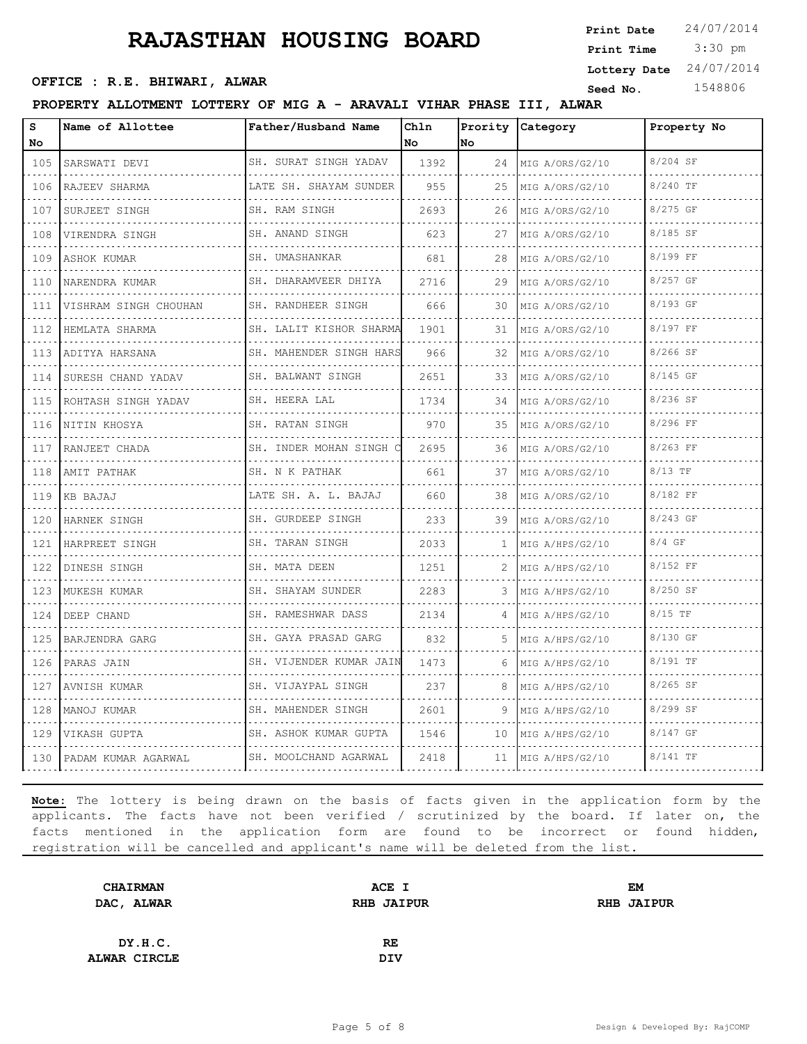# RAJASTHAN HOUSING BOARD

**Print Date** 24/07/2014
**Print Time** 3:30 pm
**Lottery Date** 24/07/2014
**Seed No.** 1548806

**OFFICE : R.E. BHIWARI, ALWAR**

**PROPERTY ALLOTMENT LOTTERY OF MIG A - ARAVALI VIHAR PHASE III, ALWAR**

| S No | Name of Allottee | Father/Husband Name | Chln No | Prority No | Category | Property No |
|---|---|---|---|---|---|---|
| 105 | SARSWATI DEVI | SH. SURAT SINGH YADAV | 1392 | 24 | MIG A/ORS/G2/10 | 8/204 SF |
| 106 | RAJEEV SHARMA | LATE SH. SHAYAM SUNDER | 955 | 25 | MIG A/ORS/G2/10 | 8/240 TF |
| 107 | SURJEET SINGH | SH. RAM SINGH | 2693 | 26 | MIG A/ORS/G2/10 | 8/275 GF |
| 108 | VIRENDRA SINGH | SH. ANAND SINGH | 623 | 27 | MIG A/ORS/G2/10 | 8/185 SF |
| 109 | ASHOK KUMAR | SH. UMASHANKAR | 681 | 28 | MIG A/ORS/G2/10 | 8/199 FF |
| 110 | NARENDRA KUMAR | SH. DHARAMVEER DHIYA | 2716 | 29 | MIG A/ORS/G2/10 | 8/257 GF |
| 111 | VISHRAM SINGH CHOUHAN | SH. RANDHEER SINGH | 666 | 30 | MIG A/ORS/G2/10 | 8/193 GF |
| 112 | HEMLATA SHARMA | SH. LALIT KISHOR SHARMA | 1901 | 31 | MIG A/ORS/G2/10 | 8/197 FF |
| 113 | ADITYA HARSANA | SH. MAHENDER SINGH HARS | 966 | 32 | MIG A/ORS/G2/10 | 8/266 SF |
| 114 | SURESH CHAND YADAV | SH. BALWANT SINGH | 2651 | 33 | MIG A/ORS/G2/10 | 8/145 GF |
| 115 | ROHTASH SINGH YADAV | SH. HEERA LAL | 1734 | 34 | MIG A/ORS/G2/10 | 8/236 SF |
| 116 | NITIN KHOSYA | SH. RATAN SINGH | 970 | 35 | MIG A/ORS/G2/10 | 8/296 FF |
| 117 | RANJEET CHADA | SH. INDER MOHAN SINGH C | 2695 | 36 | MIG A/ORS/G2/10 | 8/263 FF |
| 118 | AMIT PATHAK | SH. N K PATHAK | 661 | 37 | MIG A/ORS/G2/10 | 8/13 TF |
| 119 | KB BAJAJ | LATE SH. A. L. BAJAJ | 660 | 38 | MIG A/ORS/G2/10 | 8/182 FF |
| 120 | HARNEK SINGH | SH. GURDEEP SINGH | 233 | 39 | MIG A/ORS/G2/10 | 8/243 GF |
| 121 | HARPREET SINGH | SH. TARAN SINGH | 2033 | 1 | MIG A/HPS/G2/10 | 8/4 GF |
| 122 | DINESH SINGH | SH. MATA DEEN | 1251 | 2 | MIG A/HPS/G2/10 | 8/152 FF |
| 123 | MUKESH KUMAR | SH. SHAYAM SUNDER | 2283 | 3 | MIG A/HPS/G2/10 | 8/250 SF |
| 124 | DEEP CHAND | SH. RAMESHWAR DASS | 2134 | 4 | MIG A/HPS/G2/10 | 8/15 TF |
| 125 | BARJENDRA GARG | SH. GAYA PRASAD GARG | 832 | 5 | MIG A/HPS/G2/10 | 8/130 GF |
| 126 | PARAS JAIN | SH. VIJENDER KUMAR JAIN | 1473 | 6 | MIG A/HPS/G2/10 | 8/191 TF |
| 127 | AVNISH KUMAR | SH. VIJAYPAL SINGH | 237 | 8 | MIG A/HPS/G2/10 | 8/265 SF |
| 128 | MANOJ KUMAR | SH. MAHENDER SINGH | 2601 | 9 | MIG A/HPS/G2/10 | 8/299 SF |
| 129 | VIKASH GUPTA | SH. ASHOK KUMAR GUPTA | 1546 | 10 | MIG A/HPS/G2/10 | 8/147 GF |
| 130 | PADAM KUMAR AGARWAL | SH. MOOLCHAND AGARWAL | 2418 | 11 | MIG A/HPS/G2/10 | 8/141 TF |

**Note:** The lottery is being drawn on the basis of facts given in the application form by the applicants. The facts have not been verified / scrutinized by the board. If later on, the facts mentioned in the application form are found to be incorrect or found hidden, registration will be cancelled and applicant's name will be deleted from the list.

**CHAIRMAN**
**DAC, ALWAR**

**ACE I**
**RHB JAIPUR**

**EM**
**RHB JAIPUR**

**DY.H.C.**
**ALWAR CIRCLE**

**RE**
**DIV**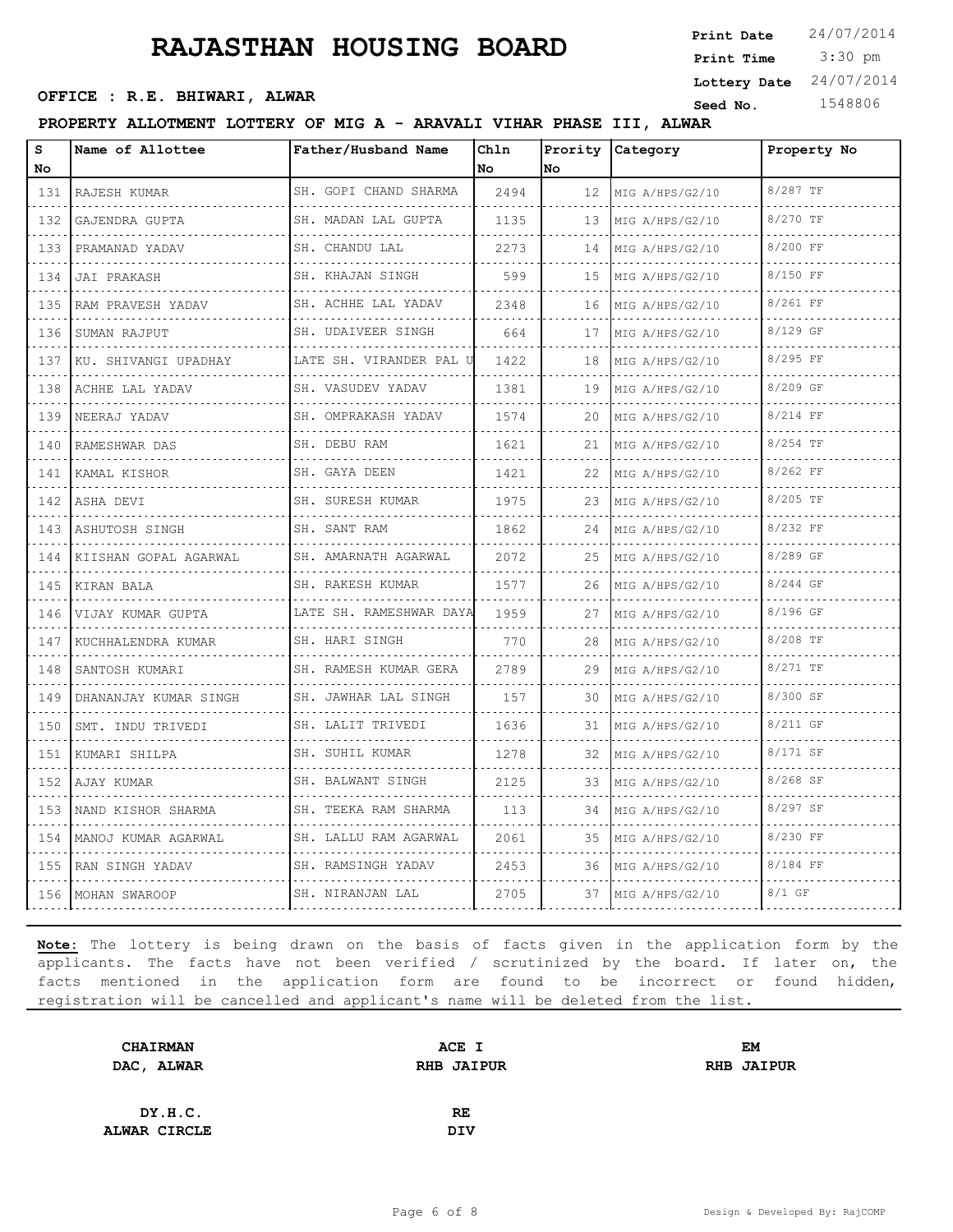# RAJASTHAN HOUSING BOARD

**Print Date** 24/07/2014
**Print Time** 3:30 pm
**Lottery Date** 24/07/2014
**Seed No.** 1548806

**OFFICE : R.E. BHIWARI, ALWAR**

**PROPERTY ALLOTMENT LOTTERY OF MIG A - ARAVALI VIHAR PHASE III, ALWAR**

| S No | Name of Allottee | Father/Husband Name | Chln No | Prority No | Category | Property No |
|---|---|---|---|---|---|---|
| 131 | RAJESH KUMAR | SH. GOPI CHAND SHARMA | 2494 | 12 | MIG A/HPS/G2/10 | 8/287 TF |
| 132 | GAJENDRA GUPTA | SH. MADAN LAL GUPTA | 1135 | 13 | MIG A/HPS/G2/10 | 8/270 TF |
| 133 | PRAMANAD YADAV | SH. CHANDU LAL | 2273 | 14 | MIG A/HPS/G2/10 | 8/200 FF |
| 134 | JAI PRAKASH | SH. KHAJAN SINGH | 599 | 15 | MIG A/HPS/G2/10 | 8/150 FF |
| 135 | RAM PRAVESH YADAV | SH. ACHHE LAL YADAV | 2348 | 16 | MIG A/HPS/G2/10 | 8/261 FF |
| 136 | SUMAN RAJPUT | SH. UDAIVEER SINGH | 664 | 17 | MIG A/HPS/G2/10 | 8/129 GF |
| 137 | KU. SHIVANGI UPADHAY | LATE SH. VIRANDER PAL U | 1422 | 18 | MIG A/HPS/G2/10 | 8/295 FF |
| 138 | ACHHE LAL YADAV | SH. VASUDEV YADAV | 1381 | 19 | MIG A/HPS/G2/10 | 8/209 GF |
| 139 | NEERAJ YADAV | SH. OMPRAKASH YADAV | 1574 | 20 | MIG A/HPS/G2/10 | 8/214 FF |
| 140 | RAMESHWAR DAS | SH. DEBU RAM | 1621 | 21 | MIG A/HPS/G2/10 | 8/254 TF |
| 141 | KAMAL KISHOR | SH. GAYA DEEN | 1421 | 22 | MIG A/HPS/G2/10 | 8/262 FF |
| 142 | ASHA DEVI | SH. SURESH KUMAR | 1975 | 23 | MIG A/HPS/G2/10 | 8/205 TF |
| 143 | ASHUTOSH SINGH | SH. SANT RAM | 1862 | 24 | MIG A/HPS/G2/10 | 8/232 FF |
| 144 | KIISHAN GOPAL AGARWAL | SH. AMARNATH AGARWAL | 2072 | 25 | MIG A/HPS/G2/10 | 8/289 GF |
| 145 | KIRAN BALA | SH. RAKESH KUMAR | 1577 | 26 | MIG A/HPS/G2/10 | 8/244 GF |
| 146 | VIJAY KUMAR GUPTA | LATE SH. RAMESHWAR DAYA | 1959 | 27 | MIG A/HPS/G2/10 | 8/196 GF |
| 147 | KUCHHALENDRA KUMAR | SH. HARI SINGH | 770 | 28 | MIG A/HPS/G2/10 | 8/208 TF |
| 148 | SANTOSH KUMARI | SH. RAMESH KUMAR GERA | 2789 | 29 | MIG A/HPS/G2/10 | 8/271 TF |
| 149 | DHANANJAY KUMAR SINGH | SH. JAWHAR LAL SINGH | 157 | 30 | MIG A/HPS/G2/10 | 8/300 SF |
| 150 | SMT. INDU TRIVEDI | SH. LALIT TRIVEDI | 1636 | 31 | MIG A/HPS/G2/10 | 8/211 GF |
| 151 | KUMARI SHILPA | SH. SUHIL KUMAR | 1278 | 32 | MIG A/HPS/G2/10 | 8/171 SF |
| 152 | AJAY KUMAR | SH. BALWANT SINGH | 2125 | 33 | MIG A/HPS/G2/10 | 8/268 SF |
| 153 | NAND KISHOR SHARMA | SH. TEEKA RAM SHARMA | 113 | 34 | MIG A/HPS/G2/10 | 8/297 SF |
| 154 | MANOJ KUMAR AGARWAL | SH. LALLU RAM AGARWAL | 2061 | 35 | MIG A/HPS/G2/10 | 8/230 FF |
| 155 | RAN SINGH YADAV | SH. RAMSINGH YADAV | 2453 | 36 | MIG A/HPS/G2/10 | 8/184 FF |
| 156 | MOHAN SWAROOP | SH. NIRANJAN LAL | 2705 | 37 | MIG A/HPS/G2/10 | 8/1 GF |

**Note:** The lottery is being drawn on the basis of facts given in the application form by the applicants. The facts have not been verified / scrutinized by the board. If later on, the facts mentioned in the application form are found to be incorrect or found hidden, registration will be cancelled and applicant's name will be deleted from the list.

| | | |
|---|---|---|
| **CHAIRMAN** **DAC, ALWAR** | **ACE I** **RHB JAIPUR** | **EM** **RHB JAIPUR** |
| **DY.H.C.** **ALWAR CIRCLE** | **RE** **DIV** | |

Design & Developed By: RajCOMP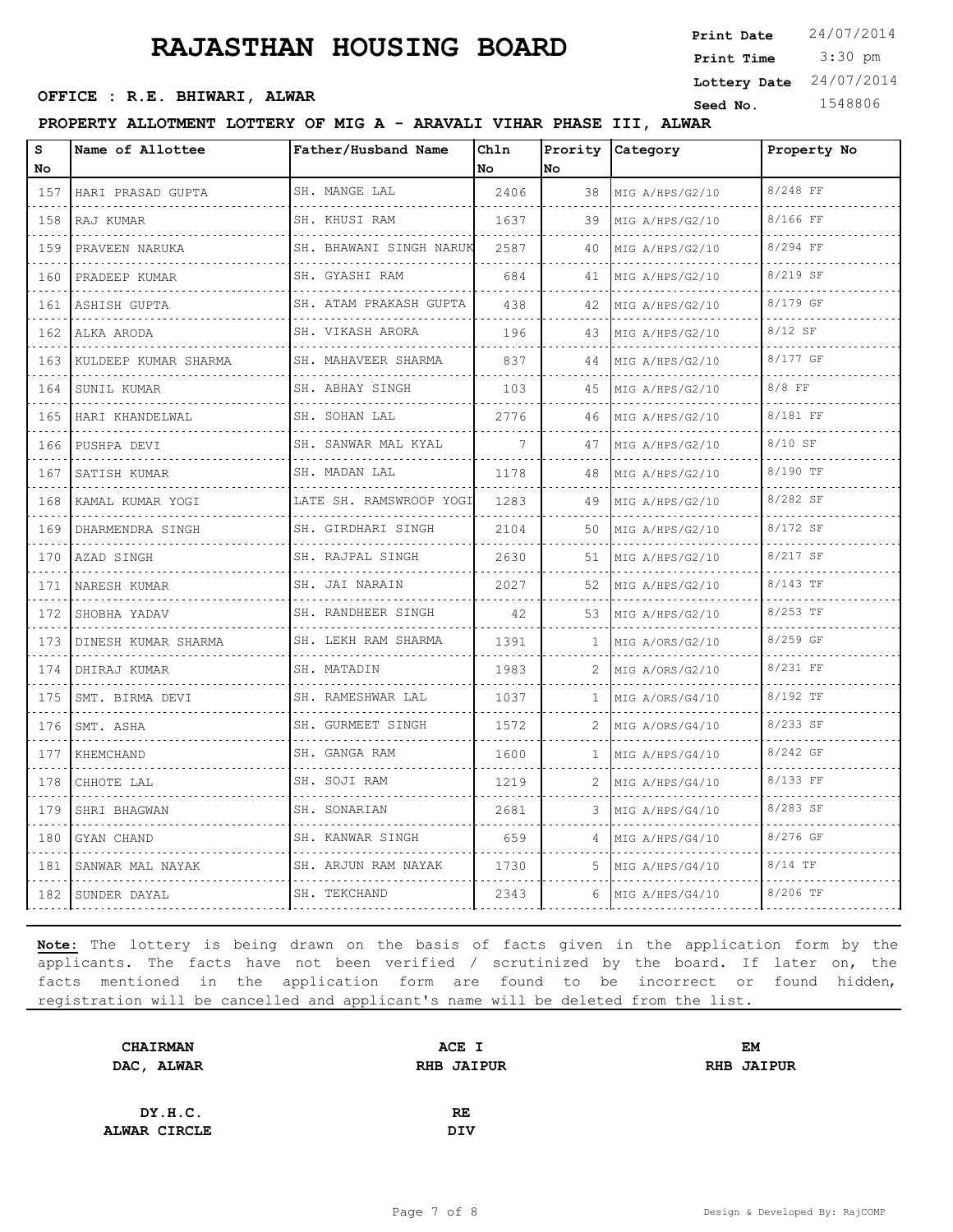# RAJASTHAN HOUSING BOARD

**Print Date** 24/07/2014
**Print Time** 3:30 pm
**Lottery Date** 24/07/2014
**Seed No.** 1548806

**OFFICE : R.E. BHIWARI, ALWAR**

**PROPERTY ALLOTMENT LOTTERY OF MIG A - ARAVALI VIHAR PHASE III, ALWAR**

| S No | Name of Allottee | Father/Husband Name | Chln No | Prority No | Category | Property No |
|---|---|---|---|---|---|---|
| 157 | HARI PRASAD GUPTA | SH. MANGE LAL | 2406 | 38 | MIG A/HPS/G2/10 | 8/248 FF |
| 158 | RAJ KUMAR | SH. KHUSI RAM | 1637 | 39 | MIG A/HPS/G2/10 | 8/166 FF |
| 159 | PRAVEEN NARUKA | SH. BHAWANI SINGH NARUK | 2587 | 40 | MIG A/HPS/G2/10 | 8/294 FF |
| 160 | PRADEEP KUMAR | SH. GYASHI RAM | 684 | 41 | MIG A/HPS/G2/10 | 8/219 SF |
| 161 | ASHISH GUPTA | SH. ATAM PRAKASH GUPTA | 438 | 42 | MIG A/HPS/G2/10 | 8/179 GF |
| 162 | ALKA ARODA | SH. VIKASH ARORA | 196 | 43 | MIG A/HPS/G2/10 | 8/12 SF |
| 163 | KULDEEP KUMAR SHARMA | SH. MAHAVEER SHARMA | 837 | 44 | MIG A/HPS/G2/10 | 8/177 GF |
| 164 | SUNIL KUMAR | SH. ABHAY SINGH | 103 | 45 | MIG A/HPS/G2/10 | 8/8 FF |
| 165 | HARI KHANDELWAL | SH. SOHAN LAL | 2776 | 46 | MIG A/HPS/G2/10 | 8/181 FF |
| 166 | PUSHPA DEVI | SH. SANWAR MAL KYAL | 7 | 47 | MIG A/HPS/G2/10 | 8/10 SF |
| 167 | SATISH KUMAR | SH. MADAN LAL | 1178 | 48 | MIG A/HPS/G2/10 | 8/190 TF |
| 168 | KAMAL KUMAR YOGI | LATE SH. RAMSWROOP YOGI | 1283 | 49 | MIG A/HPS/G2/10 | 8/282 SF |
| 169 | DHARMENDRA SINGH | SH. GIRDHARI SINGH | 2104 | 50 | MIG A/HPS/G2/10 | 8/172 SF |
| 170 | AZAD SINGH | SH. RAJPAL SINGH | 2630 | 51 | MIG A/HPS/G2/10 | 8/217 SF |
| 171 | NARESH KUMAR | SH. JAI NARAIN | 2027 | 52 | MIG A/HPS/G2/10 | 8/143 TF |
| 172 | SHOBHA YADAV | SH. RANDHEER SINGH | 42 | 53 | MIG A/HPS/G2/10 | 8/253 TF |
| 173 | DINESH KUMAR SHARMA | SH. LEKH RAM SHARMA | 1391 | 1 | MIG A/ORS/G2/10 | 8/259 GF |
| 174 | DHIRAJ KUMAR | SH. MATADIN | 1983 | 2 | MIG A/ORS/G2/10 | 8/231 FF |
| 175 | SMT. BIRMA DEVI | SH. RAMESHWAR LAL | 1037 | 1 | MIG A/ORS/G4/10 | 8/192 TF |
| 176 | SMT. ASHA | SH. GURMEET SINGH | 1572 | 2 | MIG A/ORS/G4/10 | 8/233 SF |
| 177 | KHEMCHAND | SH. GANGA RAM | 1600 | 1 | MIG A/HPS/G4/10 | 8/242 GF |
| 178 | CHHOTE LAL | SH. SOJI RAM | 1219 | 2 | MIG A/HPS/G4/10 | 8/133 FF |
| 179 | SHRI BHAGWAN | SH. SONARIAN | 2681 | 3 | MIG A/HPS/G4/10 | 8/283 SF |
| 180 | GYAN CHAND | SH. KANWAR SINGH | 659 | 4 | MIG A/HPS/G4/10 | 8/276 GF |
| 181 | SANWAR MAL NAYAK | SH. ARJUN RAM NAYAK | 1730 | 5 | MIG A/HPS/G4/10 | 8/14 TF |
| 182 | SUNDER DAYAL | SH. TEKCHAND | 2343 | 6 | MIG A/HPS/G4/10 | 8/206 TF |

**Note:** The lottery is being drawn on the basis of facts given in the application form by the applicants. The facts have not been verified / scrutinized by the board. If later on, the facts mentioned in the application form are found to be incorrect or found hidden, registration will be cancelled and applicant's name will be deleted from the list.

| | | |
|---|---|---|
| **CHAIRMAN** <br> **DAC, ALWAR** | **ACE I** <br> **RHB JAIPUR** | **EM** <br> **RHB JAIPUR** |
| **DY.H.C.** <br> **ALWAR CIRCLE** | **RE** <br> **DIV** | |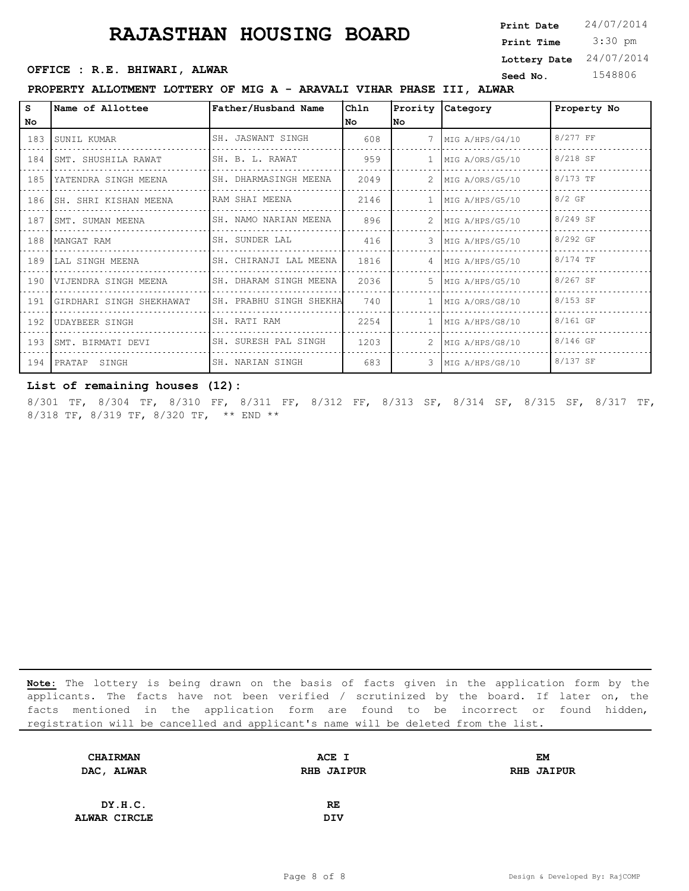# RAJASTHAN HOUSING BOARD

**Print Date** 24/07/2014
**Print Time** 3:30 pm
**Lottery Date** 24/07/2014
**Seed No.** 1548806

**OFFICE : R.E. BHIWARI, ALWAR**

**PROPERTY ALLOTMENT LOTTERY OF MIG A - ARAVALI VIHAR PHASE III, ALWAR**

| S No | Name of Allottee | Father/Husband Name | Chln No | Prority No | Category | Property No |
|---|---|---|---|---|---|---|
| 183 | SUNIL KUMAR | SH. JASWANT SINGH | 608 | 7 | MIG A/HPS/G4/10 | 8/277 FF |
| 184 | SMT. SHUSHILA RAWAT | SH. B. L. RAWAT | 959 | 1 | MIG A/ORS/G5/10 | 8/218 SF |
| 185 | YATENDRA SINGH MEENA | SH. DHARMASINGH MEENA | 2049 | 2 | MIG A/ORS/G5/10 | 8/173 TF |
| 186 | SH. SHRI KISHAN MEENA | RAM SHAI MEENA | 2146 | 1 | MIG A/HPS/G5/10 | 8/2 GF |
| 187 | SMT. SUMAN MEENA | SH. NAMO NARIAN MEENA | 896 | 2 | MIG A/HPS/G5/10 | 8/249 SF |
| 188 | MANGAT RAM | SH. SUNDER LAL | 416 | 3 | MIG A/HPS/G5/10 | 8/292 GF |
| 189 | LAL SINGH MEENA | SH. CHIRANJI LAL MEENA | 1816 | 4 | MIG A/HPS/G5/10 | 8/174 TF |
| 190 | VIJENDRA SINGH MEENA | SH. DHARAM SINGH MEENA | 2036 | 5 | MIG A/HPS/G5/10 | 8/267 SF |
| 191 | GIRDHARI SINGH SHEKHAWAT | SH. PRABHU SINGH SHEKHA | 740 | 1 | MIG A/ORS/G8/10 | 8/153 SF |
| 192 | UDAYBEER SINGH | SH. RATI RAM | 2254 | 1 | MIG A/HPS/G8/10 | 8/161 GF |
| 193 | SMT. BIRMATI DEVI | SH. SURESH PAL SINGH | 1203 | 2 | MIG A/HPS/G8/10 | 8/146 GF |
| 194 | PRATAP SINGH | SH. NARIAN SINGH | 683 | 3 | MIG A/HPS/G8/10 | 8/137 SF |

**List of remaining houses (12):**

8/301 TF, 8/304 TF, 8/310 FF, 8/311 FF, 8/312 FF, 8/313 SF, 8/314 SF, 8/315 SF, 8/317 TF, 8/318 TF, 8/319 TF, 8/320 TF, ** END **

**Note:** The lottery is being drawn on the basis of facts given in the application form by the applicants. The facts have not been verified / scrutinized by the board. If later on, the facts mentioned in the application form are found to be incorrect or found hidden, registration will be cancelled and applicant's name will be deleted from the list.

**CHAIRMAN**
**DAC, ALWAR**

**ACE I**
**RHB JAIPUR**

**EM**
**RHB JAIPUR**

**DY.H.C.**
**ALWAR CIRCLE**

**RE**
**DIV**

Design & Developed By: RajCOMP